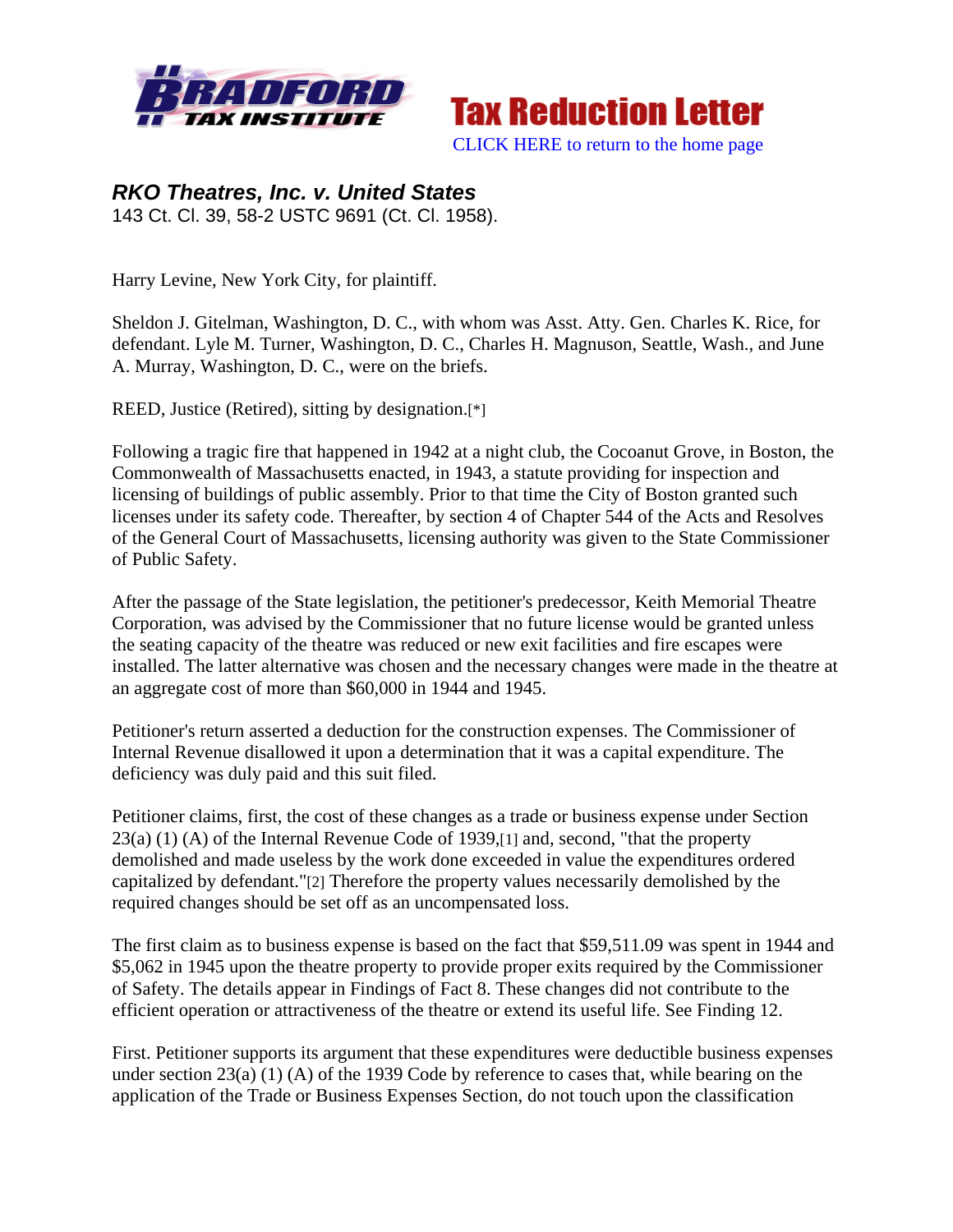**Bradford Tax Institute** | **Tax Reduction Letter**

CLICK HERE to return to the home page

***RKO Theatres, Inc. v. United States***

143 Ct. Cl. 39, 58-2 USTC 9691 (Ct. Cl. 1958).

Harry Levine, New York City, for plaintiff.

Sheldon J. Gitelman, Washington, D. C., with whom was Asst. Atty. Gen. Charles K. Rice, for defendant. Lyle M. Turner, Washington, D. C., Charles H. Magnuson, Seattle, Wash., and June A. Murray, Washington, D. C., were on the briefs.

REED, Justice (Retired), sitting by designation.[*]

Following a tragic fire that happened in 1942 at a night club, the Cocoanut Grove, in Boston, the Commonwealth of Massachusetts enacted, in 1943, a statute providing for inspection and licensing of buildings of public assembly. Prior to that time the City of Boston granted such licenses under its safety code. Thereafter, by section 4 of Chapter 544 of the Acts and Resolves of the General Court of Massachusetts, licensing authority was given to the State Commissioner of Public Safety.

After the passage of the State legislation, the petitioner's predecessor, Keith Memorial Theatre Corporation, was advised by the Commissioner that no future license would be granted unless the seating capacity of the theatre was reduced or new exit facilities and fire escapes were installed. The latter alternative was chosen and the necessary changes were made in the theatre at an aggregate cost of more than $60,000 in 1944 and 1945.

Petitioner's return asserted a deduction for the construction expenses. The Commissioner of Internal Revenue disallowed it upon a determination that it was a capital expenditure. The deficiency was duly paid and this suit filed.

Petitioner claims, first, the cost of these changes as a trade or business expense under Section 23(a) (1) (A) of the Internal Revenue Code of 1939,[1] and, second, "that the property demolished and made useless by the work done exceeded in value the expenditures ordered capitalized by defendant."[2] Therefore the property values necessarily demolished by the required changes should be set off as an uncompensated loss.

The first claim as to business expense is based on the fact that $59,511.09 was spent in 1944 and $5,062 in 1945 upon the theatre property to provide proper exits required by the Commissioner of Safety. The details appear in Findings of Fact 8. These changes did not contribute to the efficient operation or attractiveness of the theatre or extend its useful life. See Finding 12.

First. Petitioner supports its argument that these expenditures were deductible business expenses under section 23(a) (1) (A) of the 1939 Code by reference to cases that, while bearing on the application of the Trade or Business Expenses Section, do not touch upon the classification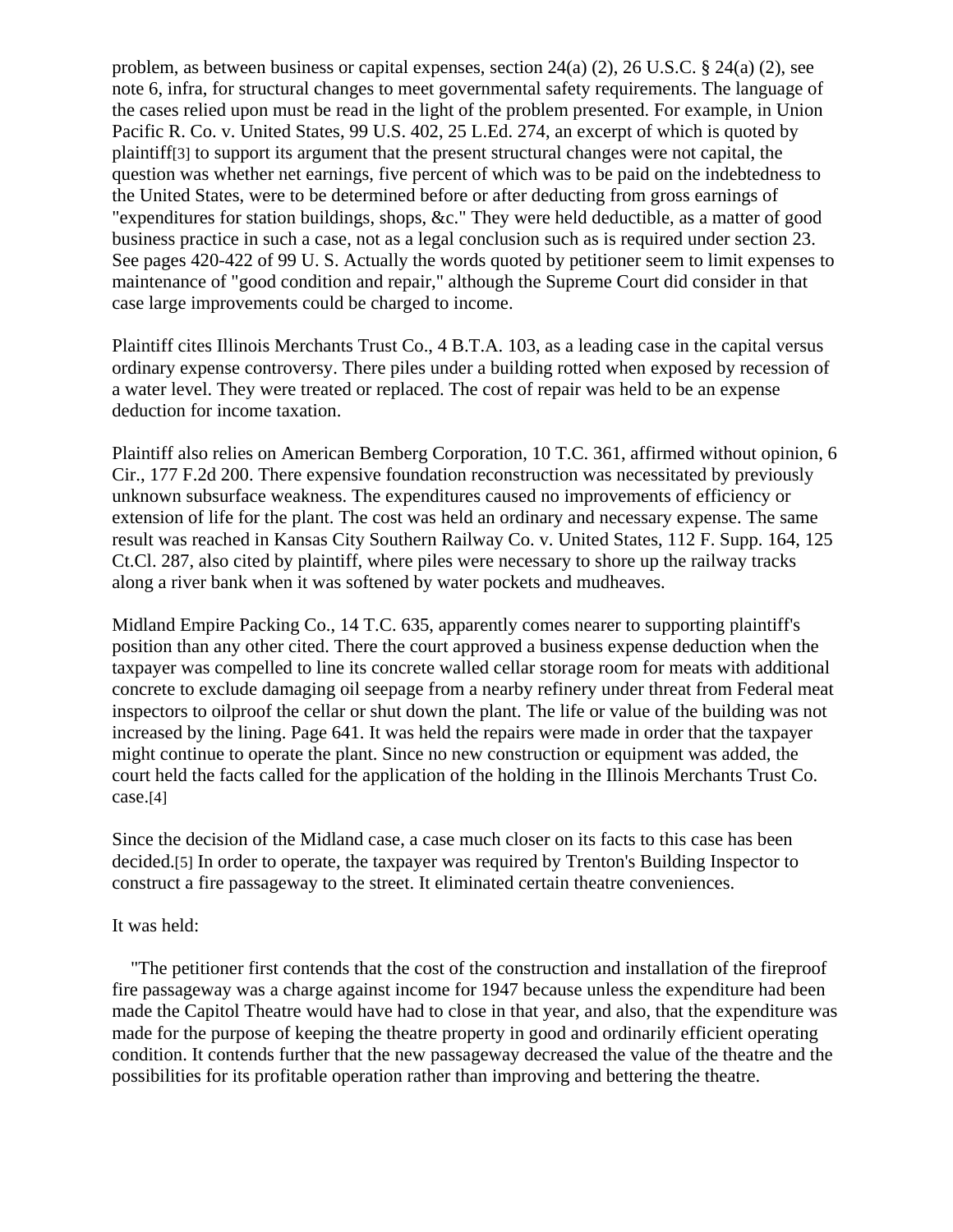problem, as between business or capital expenses, section 24(a) (2), 26 U.S.C. § 24(a) (2), see note 6, infra, for structural changes to meet governmental safety requirements. The language of the cases relied upon must be read in the light of the problem presented. For example, in Union Pacific R. Co. v. United States, 99 U.S. 402, 25 L.Ed. 274, an excerpt of which is quoted by plaintiff[3] to support its argument that the present structural changes were not capital, the question was whether net earnings, five percent of which was to be paid on the indebtedness to the United States, were to be determined before or after deducting from gross earnings of "expenditures for station buildings, shops, &c." They were held deductible, as a matter of good business practice in such a case, not as a legal conclusion such as is required under section 23. See pages 420-422 of 99 U. S. Actually the words quoted by petitioner seem to limit expenses to maintenance of "good condition and repair," although the Supreme Court did consider in that case large improvements could be charged to income.

Plaintiff cites Illinois Merchants Trust Co., 4 B.T.A. 103, as a leading case in the capital versus ordinary expense controversy. There piles under a building rotted when exposed by recession of a water level. They were treated or replaced. The cost of repair was held to be an expense deduction for income taxation.

Plaintiff also relies on American Bemberg Corporation, 10 T.C. 361, affirmed without opinion, 6 Cir., 177 F.2d 200. There expensive foundation reconstruction was necessitated by previously unknown subsurface weakness. The expenditures caused no improvements of efficiency or extension of life for the plant. The cost was held an ordinary and necessary expense. The same result was reached in Kansas City Southern Railway Co. v. United States, 112 F. Supp. 164, 125 Ct.Cl. 287, also cited by plaintiff, where piles were necessary to shore up the railway tracks along a river bank when it was softened by water pockets and mudheaves.

Midland Empire Packing Co., 14 T.C. 635, apparently comes nearer to supporting plaintiff's position than any other cited. There the court approved a business expense deduction when the taxpayer was compelled to line its concrete walled cellar storage room for meats with additional concrete to exclude damaging oil seepage from a nearby refinery under threat from Federal meat inspectors to oilproof the cellar or shut down the plant. The life or value of the building was not increased by the lining. Page 641. It was held the repairs were made in order that the taxpayer might continue to operate the plant. Since no new construction or equipment was added, the court held the facts called for the application of the holding in the Illinois Merchants Trust Co. case.[4]

Since the decision of the Midland case, a case much closer on its facts to this case has been decided.[5] In order to operate, the taxpayer was required by Trenton's Building Inspector to construct a fire passageway to the street. It eliminated certain theatre conveniences.

It was held:

> "The petitioner first contends that the cost of the construction and installation of the fireproof fire passageway was a charge against income for 1947 because unless the expenditure had been made the Capitol Theatre would have had to close in that year, and also, that the expenditure was made for the purpose of keeping the theatre property in good and ordinarily efficient operating condition. It contends further that the new passageway decreased the value of the theatre and the possibilities for its profitable operation rather than improving and bettering the theatre.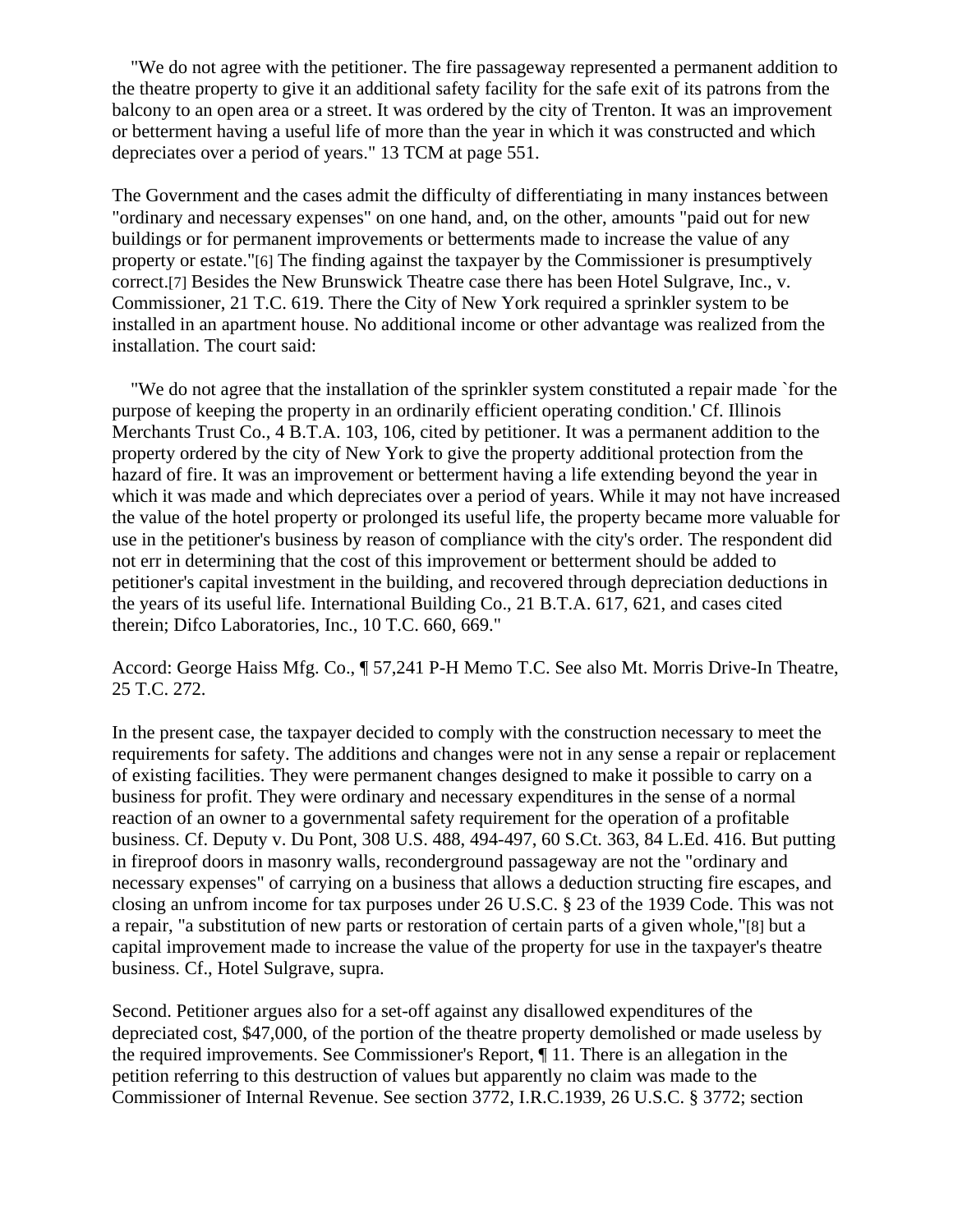"We do not agree with the petitioner. The fire passageway represented a permanent addition to the theatre property to give it an additional safety facility for the safe exit of its patrons from the balcony to an open area or a street. It was ordered by the city of Trenton. It was an improvement or betterment having a useful life of more than the year in which it was constructed and which depreciates over a period of years." 13 TCM at page 551.

The Government and the cases admit the difficulty of differentiating in many instances between "ordinary and necessary expenses" on one hand, and, on the other, amounts "paid out for new buildings or for permanent improvements or betterments made to increase the value of any property or estate."[6] The finding against the taxpayer by the Commissioner is presumptively correct.[7] Besides the New Brunswick Theatre case there has been Hotel Sulgrave, Inc., v. Commissioner, 21 T.C. 619. There the City of New York required a sprinkler system to be installed in an apartment house. No additional income or other advantage was realized from the installation. The court said:

"We do not agree that the installation of the sprinkler system constituted a repair made `for the purpose of keeping the property in an ordinarily efficient operating condition.' Cf. Illinois Merchants Trust Co., 4 B.T.A. 103, 106, cited by petitioner. It was a permanent addition to the property ordered by the city of New York to give the property additional protection from the hazard of fire. It was an improvement or betterment having a life extending beyond the year in which it was made and which depreciates over a period of years. While it may not have increased the value of the hotel property or prolonged its useful life, the property became more valuable for use in the petitioner's business by reason of compliance with the city's order. The respondent did not err in determining that the cost of this improvement or betterment should be added to petitioner's capital investment in the building, and recovered through depreciation deductions in the years of its useful life. International Building Co., 21 B.T.A. 617, 621, and cases cited therein; Difco Laboratories, Inc., 10 T.C. 660, 669."

Accord: George Haiss Mfg. Co., ¶ 57,241 P-H Memo T.C. See also Mt. Morris Drive-In Theatre, 25 T.C. 272.

In the present case, the taxpayer decided to comply with the construction necessary to meet the requirements for safety. The additions and changes were not in any sense a repair or replacement of existing facilities. They were permanent changes designed to make it possible to carry on a business for profit. They were ordinary and necessary expenditures in the sense of a normal reaction of an owner to a governmental safety requirement for the operation of a profitable business. Cf. Deputy v. Du Pont, 308 U.S. 488, 494-497, 60 S.Ct. 363, 84 L.Ed. 416. But putting in fireproof doors in masonry walls, reconderground passageway are not the "ordinary and necessary expenses" of carrying on a business that allows a deduction structing fire escapes, and closing an unfrom income for tax purposes under 26 U.S.C. § 23 of the 1939 Code. This was not a repair, "a substitution of new parts or restoration of certain parts of a given whole,"[8] but a capital improvement made to increase the value of the property for use in the taxpayer's theatre business. Cf., Hotel Sulgrave, supra.

Second. Petitioner argues also for a set-off against any disallowed expenditures of the depreciated cost, $47,000, of the portion of the theatre property demolished or made useless by the required improvements. See Commissioner's Report, ¶ 11. There is an allegation in the petition referring to this destruction of values but apparently no claim was made to the Commissioner of Internal Revenue. See section 3772, I.R.C.1939, 26 U.S.C. § 3772; section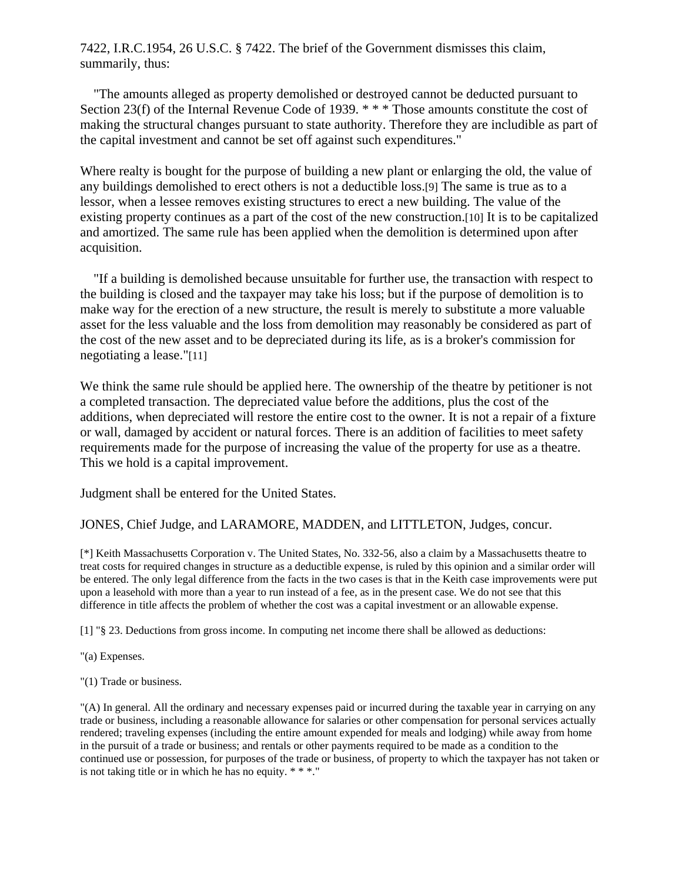7422, I.R.C.1954, 26 U.S.C. § 7422. The brief of the Government dismisses this claim, summarily, thus:

"The amounts alleged as property demolished or destroyed cannot be deducted pursuant to Section 23(f) of the Internal Revenue Code of 1939. * * * Those amounts constitute the cost of making the structural changes pursuant to state authority. Therefore they are includible as part of the capital investment and cannot be set off against such expenditures."

Where realty is bought for the purpose of building a new plant or enlarging the old, the value of any buildings demolished to erect others is not a deductible loss.[9] The same is true as to a lessor, when a lessee removes existing structures to erect a new building. The value of the existing property continues as a part of the cost of the new construction.[10] It is to be capitalized and amortized. The same rule has been applied when the demolition is determined upon after acquisition.

"If a building is demolished because unsuitable for further use, the transaction with respect to the building is closed and the taxpayer may take his loss; but if the purpose of demolition is to make way for the erection of a new structure, the result is merely to substitute a more valuable asset for the less valuable and the loss from demolition may reasonably be considered as part of the cost of the new asset and to be depreciated during its life, as is a broker's commission for negotiating a lease."[11]

We think the same rule should be applied here. The ownership of the theatre by petitioner is not a completed transaction. The depreciated value before the additions, plus the cost of the additions, when depreciated will restore the entire cost to the owner. It is not a repair of a fixture or wall, damaged by accident or natural forces. There is an addition of facilities to meet safety requirements made for the purpose of increasing the value of the property for use as a theatre. This we hold is a capital improvement.

Judgment shall be entered for the United States.

JONES, Chief Judge, and LARAMORE, MADDEN, and LITTLETON, Judges, concur.

[*] Keith Massachusetts Corporation v. The United States, No. 332-56, also a claim by a Massachusetts theatre to treat costs for required changes in structure as a deductible expense, is ruled by this opinion and a similar order will be entered. The only legal difference from the facts in the two cases is that in the Keith case improvements were put upon a leasehold with more than a year to run instead of a fee, as in the present case. We do not see that this difference in title affects the problem of whether the cost was a capital investment or an allowable expense.

[1] "§ 23. Deductions from gross income. In computing net income there shall be allowed as deductions:

"(a) Expenses.

"(1) Trade or business.

"(A) In general. All the ordinary and necessary expenses paid or incurred during the taxable year in carrying on any trade or business, including a reasonable allowance for salaries or other compensation for personal services actually rendered; traveling expenses (including the entire amount expended for meals and lodging) while away from home in the pursuit of a trade or business; and rentals or other payments required to be made as a condition to the continued use or possession, for purposes of the trade or business, of property to which the taxpayer has not taken or is not taking title or in which he has no equity. * * *."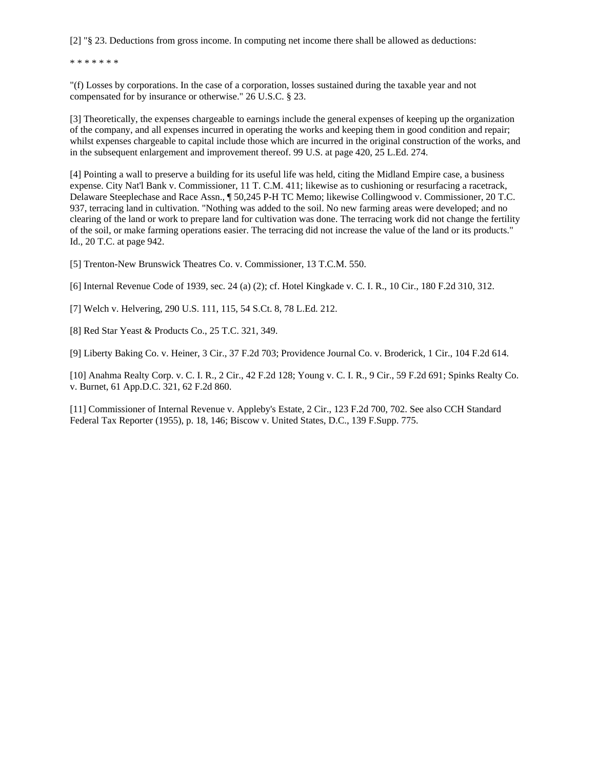[2] "§ 23. Deductions from gross income. In computing net income there shall be allowed as deductions:

* * * * * * *

"(f) Losses by corporations. In the case of a corporation, losses sustained during the taxable year and not compensated for by insurance or otherwise." 26 U.S.C. § 23.

[3] Theoretically, the expenses chargeable to earnings include the general expenses of keeping up the organization of the company, and all expenses incurred in operating the works and keeping them in good condition and repair; whilst expenses chargeable to capital include those which are incurred in the original construction of the works, and in the subsequent enlargement and improvement thereof. 99 U.S. at page 420, 25 L.Ed. 274.

[4] Pointing a wall to preserve a building for its useful life was held, citing the Midland Empire case, a business expense. City Nat'l Bank v. Commissioner, 11 T. C.M. 411; likewise as to cushioning or resurfacing a racetrack, Delaware Steeplechase and Race Assn., ¶ 50,245 P-H TC Memo; likewise Collingwood v. Commissioner, 20 T.C. 937, terracing land in cultivation. "Nothing was added to the soil. No new farming areas were developed; and no clearing of the land or work to prepare land for cultivation was done. The terracing work did not change the fertility of the soil, or make farming operations easier. The terracing did not increase the value of the land or its products." Id., 20 T.C. at page 942.

[5] Trenton-New Brunswick Theatres Co. v. Commissioner, 13 T.C.M. 550.

[6] Internal Revenue Code of 1939, sec. 24 (a) (2); cf. Hotel Kingkade v. C. I. R., 10 Cir., 180 F.2d 310, 312.

[7] Welch v. Helvering, 290 U.S. 111, 115, 54 S.Ct. 8, 78 L.Ed. 212.

[8] Red Star Yeast & Products Co., 25 T.C. 321, 349.

[9] Liberty Baking Co. v. Heiner, 3 Cir., 37 F.2d 703; Providence Journal Co. v. Broderick, 1 Cir., 104 F.2d 614.

[10] Anahma Realty Corp. v. C. I. R., 2 Cir., 42 F.2d 128; Young v. C. I. R., 9 Cir., 59 F.2d 691; Spinks Realty Co. v. Burnet, 61 App.D.C. 321, 62 F.2d 860.

[11] Commissioner of Internal Revenue v. Appleby's Estate, 2 Cir., 123 F.2d 700, 702. See also CCH Standard Federal Tax Reporter (1955), p. 18, 146; Biscow v. United States, D.C., 139 F.Supp. 775.